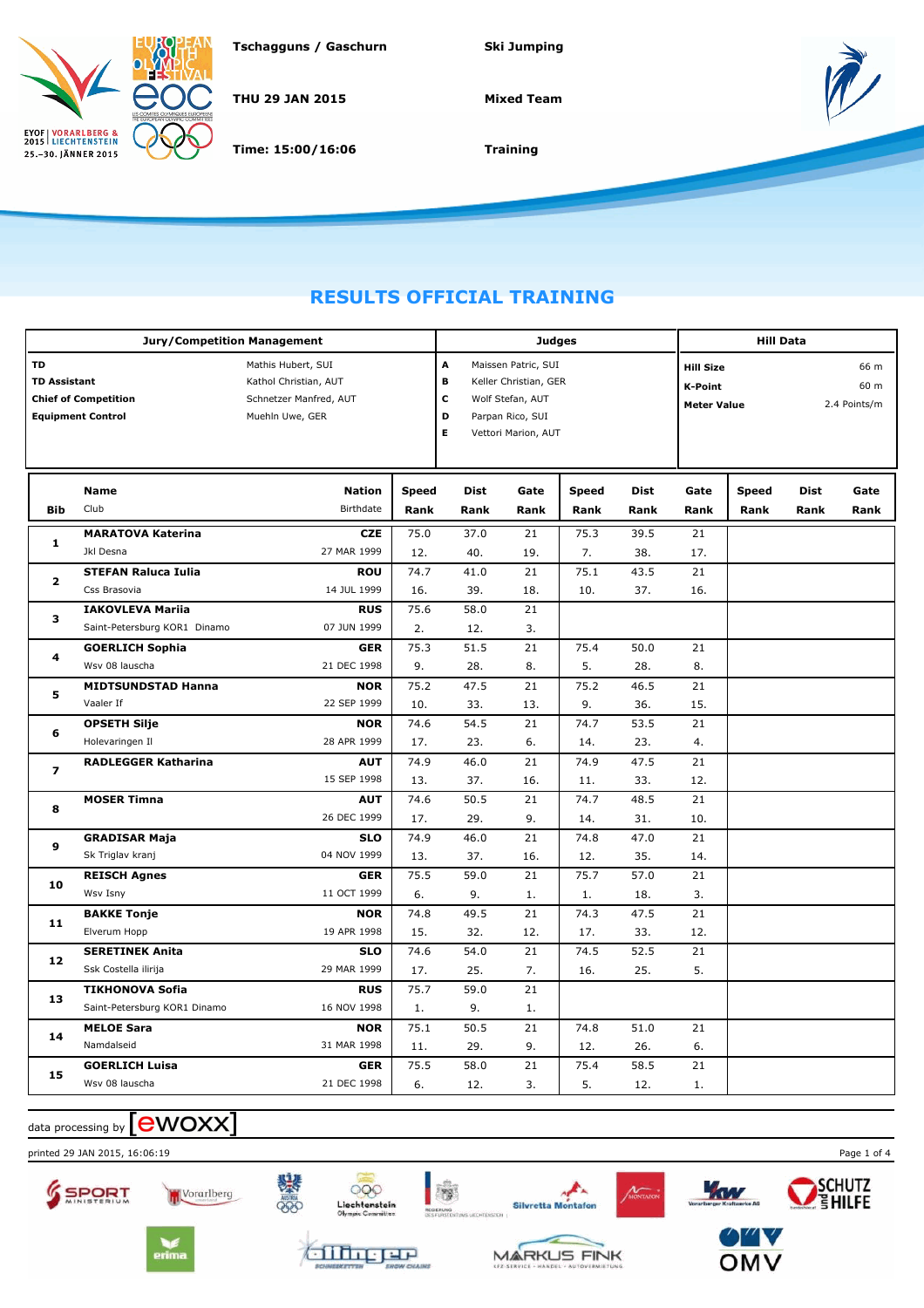Tschagguns / Gaschurn

THU 29 JAN 2015

Time: 15:00/16:06

Ski Jumping

Mixed Team

Training

# RESULTS OFFICIAL TRAINING

| Jury/Competition Management | | Judges | | Hill Data | |
|---|---|---|---|---|---|
| TD | Mathis Hubert, SUI | A | Maissen Patric, SUI | Hill Size | 66 m |
| TD Assistant | Kathol Christian, AUT | B | Keller Christian, GER | K-Point | 60 m |
| Chief of Competition | Schnetzer Manfred, AUT | C | Wolf Stefan, AUT | Meter Value | 2.4 Points/m |
| Equipment Control | Muehln Uwe, GER | D | Parpan Rico, SUI | | |
| | | E | Vettori Marion, AUT | | |

| Bib | Name / Club | Nation / Birthdate | Speed / Rank | Dist / Rank | Gate / Rank | Speed / Rank | Dist / Rank | Gate / Rank | Speed / Rank | Dist / Rank | Gate / Rank |
|---|---|---|---|---|---|---|---|---|---|---|---|
| 1 | **MARATOVA Katerina** Jkl Desna | **CZE** 27 MAR 1999 | 75.0 12. | 37.0 40. | 21 19. | 75.3 7. | 39.5 38. | 21 17. | | | |
| 2 | **STEFAN Raluca Iulia** Css Brasovia | **ROU** 14 JUL 1999 | 74.7 16. | 41.0 39. | 21 18. | 75.1 10. | 43.5 37. | 21 16. | | | |
| 3 | **IAKOVLEVA Mariia** Saint-Petersburg KOR1 Dinamo | **RUS** 07 JUN 1999 | 75.6 2. | 58.0 12. | 21 3. | | | | | | |
| 4 | **GOERLICH Sophia** Wsv 08 lauscha | **GER** 21 DEC 1998 | 75.3 9. | 51.5 28. | 21 8. | 75.4 5. | 50.0 28. | 21 8. | | | |
| 5 | **MIDTSUNDSTAD Hanna** Vaaler If | **NOR** 22 SEP 1999 | 75.2 10. | 47.5 33. | 21 13. | 75.2 9. | 46.5 36. | 21 15. | | | |
| 6 | **OPSETH Silje** Holevaringen Il | **NOR** 28 APR 1999 | 74.6 17. | 54.5 23. | 21 6. | 74.7 14. | 53.5 23. | 21 4. | | | |
| 7 | **RADLEGGER Katharina** | **AUT** 15 SEP 1998 | 74.9 13. | 46.0 37. | 21 16. | 74.9 11. | 47.5 33. | 21 12. | | | |
| 8 | **MOSER Timna** | **AUT** 26 DEC 1999 | 74.6 17. | 50.5 29. | 21 9. | 74.7 14. | 48.5 31. | 21 10. | | | |
| 9 | **GRADISAR Maja** Sk Triglav kranj | **SLO** 04 NOV 1999 | 74.9 13. | 46.0 37. | 21 16. | 74.8 12. | 47.0 35. | 21 14. | | | |
| 10 | **REISCH Agnes** Wsv Isny | **GER** 11 OCT 1999 | 75.5 6. | 59.0 9. | 21 1. | 75.7 1. | 57.0 18. | 21 3. | | | |
| 11 | **BAKKE Tonje** Elverum Hopp | **NOR** 19 APR 1998 | 74.8 15. | 49.5 32. | 21 12. | 74.3 17. | 47.5 33. | 21 12. | | | |
| 12 | **SERETINEK Anita** Ssk Costella ilirija | **SLO** 29 MAR 1999 | 74.6 17. | 54.0 25. | 21 7. | 74.5 16. | 52.5 25. | 21 5. | | | |
| 13 | **TIKHONOVA Sofia** Saint-Petersburg KOR1 Dinamo | **RUS** 16 NOV 1998 | 75.7 1. | 59.0 9. | 21 1. | | | | | | |
| 14 | **MELOE Sara** Namdalseid | **NOR** 31 MAR 1998 | 75.1 11. | 50.5 29. | 21 9. | 74.8 12. | 51.0 26. | 21 6. | | | |
| 15 | **GOERLICH Luisa** Wsv 08 lauscha | **GER** 21 DEC 1998 | 75.5 6. | 58.0 12. | 21 3. | 75.4 5. | 58.5 12. | 21 1. | | | |

data processing by [ewoxx]

printed 29 JAN 2015, 16:06:19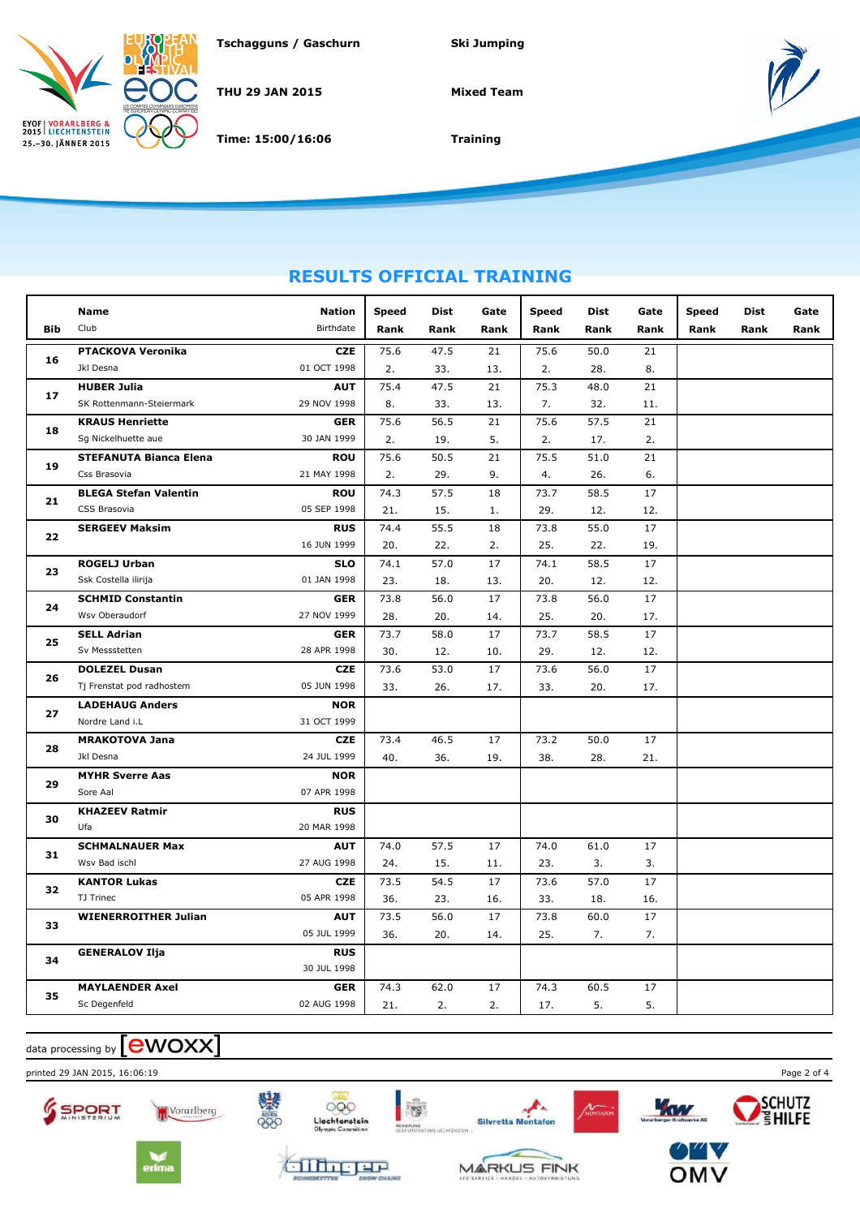Tschagguns / Gaschurn

THU 29 JAN 2015

Time: 15:00/16:06

Ski Jumping

Mixed Team

Training

## RESULTS OFFICIAL TRAINING

| Bib | Name / Club | Nation / Birthdate | Speed / Rank | Dist / Rank | Gate / Rank | Speed / Rank | Dist / Rank | Gate / Rank | Speed / Rank | Dist / Rank | Gate / Rank |
|---|---|---|---|---|---|---|---|---|---|---|---|
| 16 | **PTACKOVA Veronika** / Jkl Desna | **CZE** / 01 OCT 1998 | 75.6 / 2. | 47.5 / 33. | 21 / 13. | 75.6 / 2. | 50.0 / 28. | 21 / 8. | | | |
| 17 | **HUBER Julia** / SK Rottenmann-Steiermark | **AUT** / 29 NOV 1998 | 75.4 / 8. | 47.5 / 33. | 21 / 13. | 75.3 / 7. | 48.0 / 32. | 21 / 11. | | | |
| 18 | **KRAUS Henriette** / Sg Nickelhuette aue | **GER** / 30 JAN 1999 | 75.6 / 2. | 56.5 / 19. | 21 / 5. | 75.6 / 2. | 57.5 / 17. | 21 / 2. | | | |
| 19 | **STEFANUTA Bianca Elena** / Css Brasovia | **ROU** / 21 MAY 1998 | 75.6 / 2. | 50.5 / 29. | 21 / 9. | 75.5 / 4. | 51.0 / 26. | 21 / 6. | | | |
| 21 | **BLEGA Stefan Valentin** / CSS Brasovia | **ROU** / 05 SEP 1998 | 74.3 / 21. | 57.5 / 15. | 18 / 1. | 73.7 / 29. | 58.5 / 12. | 17 / 12. | | | |
| 22 | **SERGEEV Maksim** | **RUS** / 16 JUN 1999 | 74.4 / 20. | 55.5 / 22. | 18 / 2. | 73.8 / 25. | 55.0 / 22. | 17 / 19. | | | |
| 23 | **ROGELJ Urban** / Ssk Costella ilirija | **SLO** / 01 JAN 1998 | 74.1 / 23. | 57.0 / 18. | 17 / 13. | 74.1 / 20. | 58.5 / 12. | 17 / 12. | | | |
| 24 | **SCHMID Constantin** / Wsv Oberaudorf | **GER** / 27 NOV 1999 | 73.8 / 28. | 56.0 / 20. | 17 / 14. | 73.8 / 25. | 56.0 / 20. | 17 / 17. | | | |
| 25 | **SELL Adrian** / Sv Messstetten | **GER** / 28 APR 1998 | 73.7 / 30. | 58.0 / 12. | 17 / 10. | 73.7 / 29. | 58.5 / 12. | 17 / 12. | | | |
| 26 | **DOLEZEL Dusan** / Tj Frenstat pod radhostem | **CZE** / 05 JUN 1998 | 73.6 / 33. | 53.0 / 26. | 17 / 17. | 73.6 / 33. | 56.0 / 20. | 17 / 17. | | | |
| 27 | **LADEHAUG Anders** / Nordre Land i.L | **NOR** / 31 OCT 1999 | | | | | | | | | |
| 28 | **MRAKOTOVA Jana** / Jkl Desna | **CZE** / 24 JUL 1999 | 73.4 / 40. | 46.5 / 36. | 17 / 19. | 73.2 / 38. | 50.0 / 28. | 17 / 21. | | | |
| 29 | **MYHR Sverre Aas** / Sore Aal | **NOR** / 07 APR 1998 | | | | | | | | | |
| 30 | **KHAZEEV Ratmir** / Ufa | **RUS** / 20 MAR 1998 | | | | | | | | | |
| 31 | **SCHMALNAUER Max** / Wsv Bad ischl | **AUT** / 27 AUG 1998 | 74.0 / 24. | 57.5 / 15. | 17 / 11. | 74.0 / 23. | 61.0 / 3. | 17 / 3. | | | |
| 32 | **KANTOR Lukas** / TJ Trinec | **CZE** / 05 APR 1998 | 73.5 / 36. | 54.5 / 23. | 17 / 16. | 73.6 / 33. | 57.0 / 18. | 17 / 16. | | | |
| 33 | **WIENERROITHER Julian** | **AUT** / 05 JUL 1999 | 73.5 / 36. | 56.0 / 20. | 17 / 14. | 73.8 / 25. | 60.0 / 7. | 17 / 7. | | | |
| 34 | **GENERALOV Ilja** | **RUS** / 30 JUL 1998 | | | | | | | | | |
| 35 | **MAYLAENDER Axel** / Sc Degenfeld | **GER** / 02 AUG 1998 | 74.3 / 21. | 62.0 / 2. | 17 / 2. | 74.3 / 17. | 60.5 / 5. | 17 / 5. | | | |

data processing by ewoxx

printed 29 JAN 2015, 16:06:19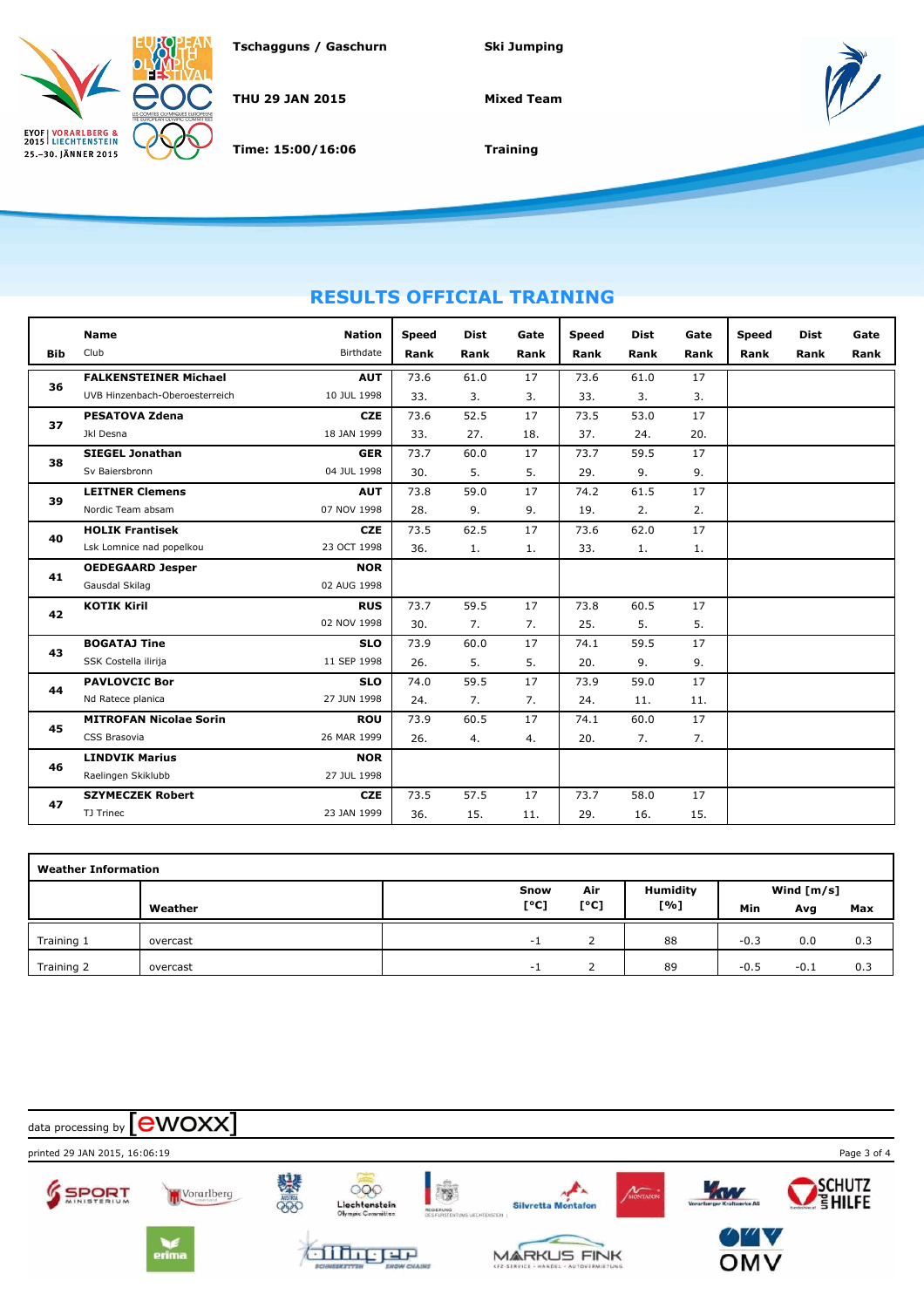Tschagguns / Gaschurn

THU 29 JAN 2015

Time: 15:00/16:06

Ski Jumping

Mixed Team

Training

## RESULTS OFFICIAL TRAINING

| Bib | Name / Club | Nation / Birthdate | Speed / Rank | Dist / Rank | Gate / Rank | Speed / Rank | Dist / Rank | Gate / Rank | Speed / Rank | Dist / Rank | Gate / Rank |
|---|---|---|---|---|---|---|---|---|---|---|---|
| 36 | **FALKENSTEINER Michael**<br>UVB Hinzenbach-Oberoesterreich | **AUT**<br>10 JUL 1998 | 73.6<br>33. | 61.0<br>3. | 17<br>3. | 73.6<br>33. | 61.0<br>3. | 17<br>3. | | | |
| 37 | **PESATOVA Zdena**<br>Jkl Desna | **CZE**<br>18 JAN 1999 | 73.6<br>33. | 52.5<br>27. | 17<br>18. | 73.5<br>37. | 53.0<br>24. | 17<br>20. | | | |
| 38 | **SIEGEL Jonathan**<br>Sv Baiersbronn | **GER**<br>04 JUL 1998 | 73.7<br>30. | 60.0<br>5. | 17<br>5. | 73.7<br>29. | 59.5<br>9. | 17<br>9. | | | |
| 39 | **LEITNER Clemens**<br>Nordic Team absam | **AUT**<br>07 NOV 1998 | 73.8<br>28. | 59.0<br>9. | 17<br>9. | 74.2<br>19. | 61.5<br>2. | 17<br>2. | | | |
| 40 | **HOLIK Frantisek**<br>Lsk Lomnice nad popelkou | **CZE**<br>23 OCT 1998 | 73.5<br>36. | 62.5<br>1. | 17<br>1. | 73.6<br>33. | 62.0<br>1. | 17<br>1. | | | |
| 41 | **OEDEGAARD Jesper**<br>Gausdal Skilag | **NOR**<br>02 AUG 1998 | | | | | | | | | |
| 42 | **KOTIK Kiril** | **RUS**<br>02 NOV 1998 | 73.7<br>30. | 59.5<br>7. | 17<br>7. | 73.8<br>25. | 60.5<br>5. | 17<br>5. | | | |
| 43 | **BOGATAJ Tine**<br>SSK Costella ilirija | **SLO**<br>11 SEP 1998 | 73.9<br>26. | 60.0<br>5. | 17<br>5. | 74.1<br>20. | 59.5<br>9. | 17<br>9. | | | |
| 44 | **PAVLOVCIC Bor**<br>Nd Ratece planica | **SLO**<br>27 JUN 1998 | 74.0<br>24. | 59.5<br>7. | 17<br>7. | 73.9<br>24. | 59.0<br>11. | 17<br>11. | | | |
| 45 | **MITROFAN Nicolae Sorin**<br>CSS Brasovia | **ROU**<br>26 MAR 1999 | 73.9<br>26. | 60.5<br>4. | 17<br>4. | 74.1<br>20. | 60.0<br>7. | 17<br>7. | | | |
| 46 | **LINDVIK Marius**<br>Raelingen Skiklubb | **NOR**<br>27 JUL 1998 | | | | | | | | | |
| 47 | **SZYMECZEK Robert**<br>TJ Trinec | **CZE**<br>23 JAN 1999 | 73.5<br>36. | 57.5<br>15. | 17<br>11. | 73.7<br>29. | 58.0<br>16. | 17<br>15. | | | |

**Weather Information**

| | Weather | Snow [°C] | Air [°C] | Humidity [%] | Wind [m/s] Min | Avg | Max |
|---|---|---|---|---|---|---|---|
| Training 1 | overcast | -1 | 2 | 88 | -0.3 | 0.0 | 0.3 |
| Training 2 | overcast | -1 | 2 | 89 | -0.5 | -0.1 | 0.3 |

data processing by [ewoxx]

printed 29 JAN 2015, 16:06:19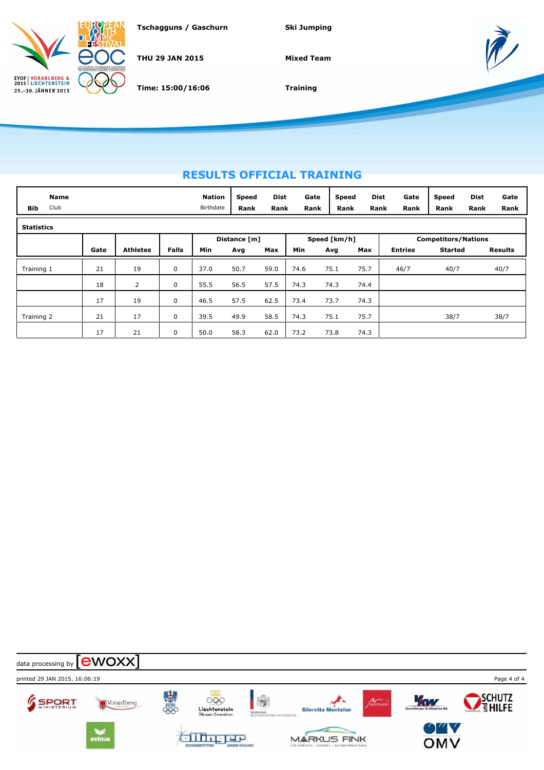Tschagguns / Gaschurn

THU 29 JAN 2015

Time: 15:00/16:06

Ski Jumping

Mixed Team

Training

# RESULTS OFFICIAL TRAINING

| Bib | Name / Club | Nation / Birthdate | Speed Rank | Dist Rank | Gate Rank | Speed Rank | Dist Rank | Gate Rank | Speed Rank | Dist Rank | Gate Rank |
|---|---|---|---|---|---|---|---|---|---|---|---|

## Statistics

| | Gate | Athletes | Falls | Distance [m] Min | Avg | Max | Speed [km/h] Min | Avg | Max | Competitors/Nations Entries | Started | Results |
|---|---|---|---|---|---|---|---|---|---|---|---|---|
| Training 1 | 21 | 19 | 0 | 37.0 | 50.7 | 59.0 | 74.6 | 75.1 | 75.7 | 46/7 | 40/7 | 40/7 |
| | 18 | 2 | 0 | 55.5 | 56.5 | 57.5 | 74.3 | 74.3 | 74.4 | | | |
| | 17 | 19 | 0 | 46.5 | 57.5 | 62.5 | 73.4 | 73.7 | 74.3 | | | |
| Training 2 | 21 | 17 | 0 | 39.5 | 49.9 | 58.5 | 74.3 | 75.1 | 75.7 | | 38/7 | 38/7 |
| | 17 | 21 | 0 | 50.0 | 58.3 | 62.0 | 73.2 | 73.8 | 74.3 | | | |

data processing by ewoxx

printed 29 JAN 2015, 16:06:19